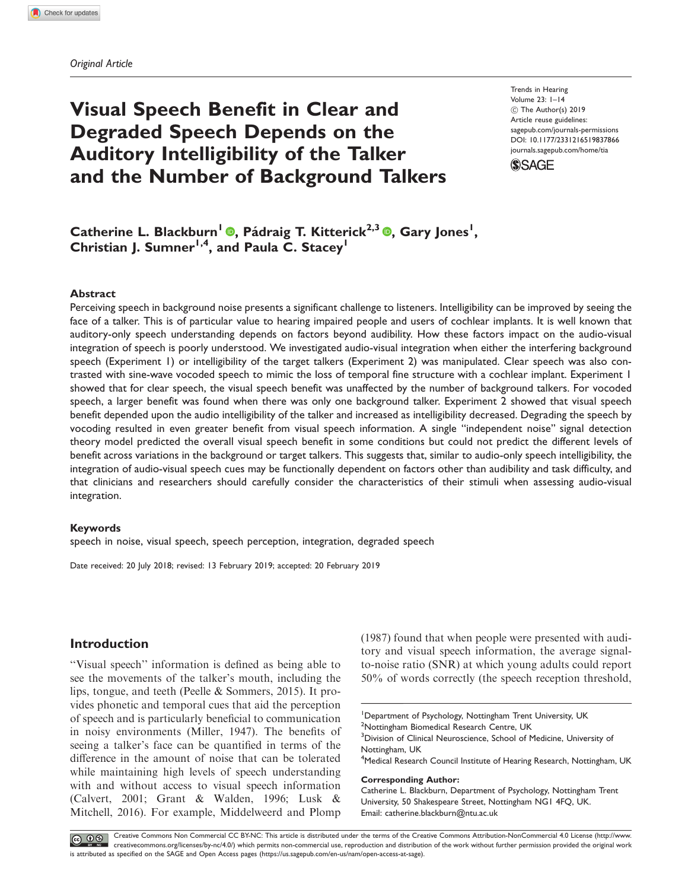*Original Article*

# Visual Speech Benefit in Clear and Degraded Speech Depends on the Auditory Intelligibility of the Talker and the Number of Background Talkers

Trends in Hearing
Volume 23: 1–14
© The Author(s) 2019
Article reuse guidelines:
sagepub.com/journals-permissions
DOI: 10.1177/2331216519837866
journals.sagepub.com/home/tia

**Catherine L. Blackburn[1], Pádraig T. Kitterick[2,3], Gary Jones[1], Christian J. Sumner[1,4], and Paula C. Stacey[1]**

## Abstract

Perceiving speech in background noise presents a significant challenge to listeners. Intelligibility can be improved by seeing the face of a talker. This is of particular value to hearing impaired people and users of cochlear implants. It is well known that auditory-only speech understanding depends on factors beyond audibility. How these factors impact on the audio-visual integration of speech is poorly understood. We investigated audio-visual integration when either the interfering background speech (Experiment 1) or intelligibility of the target talkers (Experiment 2) was manipulated. Clear speech was also contrasted with sine-wave vocoded speech to mimic the loss of temporal fine structure with a cochlear implant. Experiment 1 showed that for clear speech, the visual speech benefit was unaffected by the number of background talkers. For vocoded speech, a larger benefit was found when there was only one background talker. Experiment 2 showed that visual speech benefit depended upon the audio intelligibility of the talker and increased as intelligibility decreased. Degrading the speech by vocoding resulted in even greater benefit from visual speech information. A single "independent noise" signal detection theory model predicted the overall visual speech benefit in some conditions but could not predict the different levels of benefit across variations in the background or target talkers. This suggests that, similar to audio-only speech intelligibility, the integration of audio-visual speech cues may be functionally dependent on factors other than audibility and task difficulty, and that clinicians and researchers should carefully consider the characteristics of their stimuli when assessing audio-visual integration.

### Keywords

speech in noise, visual speech, speech perception, integration, degraded speech

Date received: 20 July 2018; revised: 13 February 2019; accepted: 20 February 2019

## Introduction

"Visual speech" information is defined as being able to see the movements of the talker's mouth, including the lips, tongue, and teeth (Peelle & Sommers, 2015). It provides phonetic and temporal cues that aid the perception of speech and is particularly beneficial to communication in noisy environments (Miller, 1947). The benefits of seeing a talker's face can be quantified in terms of the difference in the amount of noise that can be tolerated while maintaining high levels of speech understanding with and without access to visual speech information (Calvert, 2001; Grant & Walden, 1996; Lusk & Mitchell, 2016). For example, Middelweerd and Plomp (1987) found that when people were presented with auditory and visual speech information, the average signal-to-noise ratio (SNR) at which young adults could report 50% of words correctly (the speech reception threshold,

[1]Department of Psychology, Nottingham Trent University, UK
[2]Nottingham Biomedical Research Centre, UK
[3]Division of Clinical Neuroscience, School of Medicine, University of Nottingham, UK
[4]Medical Research Council Institute of Hearing Research, Nottingham, UK

**Corresponding Author:**
Catherine L. Blackburn, Department of Psychology, Nottingham Trent University, 50 Shakespeare Street, Nottingham NG1 4FQ, UK.
Email: catherine.blackburn@ntu.ac.uk

Creative Commons Non Commercial CC BY-NC: This article is distributed under the terms of the Creative Commons Attribution-NonCommercial 4.0 License (http://www.creativecommons.org/licenses/by-nc/4.0/) which permits non-commercial use, reproduction and distribution of the work without further permission provided the original work is attributed as specified on the SAGE and Open Access pages (https://us.sagepub.com/en-us/nam/open-access-at-sage).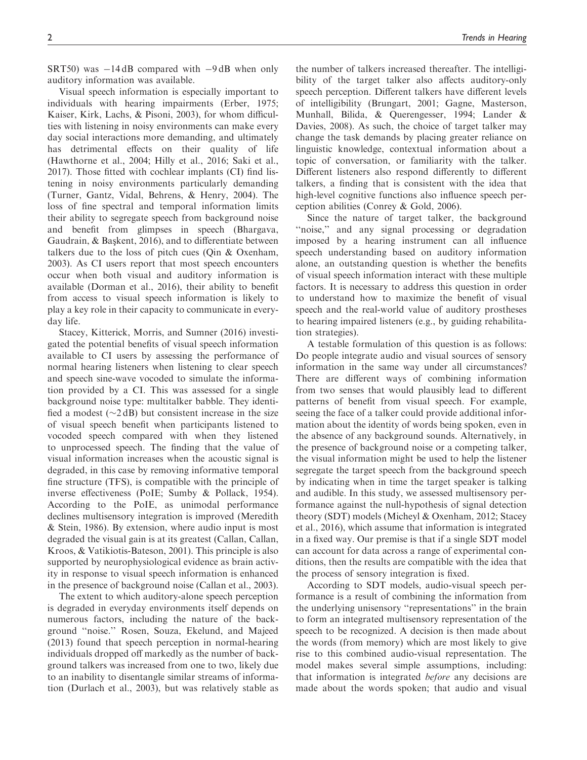SRT50) was −14 dB compared with −9 dB when only auditory information was available.

Visual speech information is especially important to individuals with hearing impairments (Erber, 1975; Kaiser, Kirk, Lachs, & Pisoni, 2003), for whom difficulties with listening in noisy environments can make every day social interactions more demanding, and ultimately has detrimental effects on their quality of life (Hawthorne et al., 2004; Hilly et al., 2016; Saki et al., 2017). Those fitted with cochlear implants (CI) find listening in noisy environments particularly demanding (Turner, Gantz, Vidal, Behrens, & Henry, 2004). The loss of fine spectral and temporal information limits their ability to segregate speech from background noise and benefit from glimpses in speech (Bhargava, Gaudrain, & Başkent, 2016), and to differentiate between talkers due to the loss of pitch cues (Qin & Oxenham, 2003). As CI users report that most speech encounters occur when both visual and auditory information is available (Dorman et al., 2016), their ability to benefit from access to visual speech information is likely to play a key role in their capacity to communicate in everyday life.

Stacey, Kitterick, Morris, and Sumner (2016) investigated the potential benefits of visual speech information available to CI users by assessing the performance of normal hearing listeners when listening to clear speech and speech sine-wave vocoded to simulate the information provided by a CI. This was assessed for a single background noise type: multitalker babble. They identified a modest (∼2 dB) but consistent increase in the size of visual speech benefit when participants listened to vocoded speech compared with when they listened to unprocessed speech. The finding that the value of visual information increases when the acoustic signal is degraded, in this case by removing informative temporal fine structure (TFS), is compatible with the principle of inverse effectiveness (PoIE; Sumby & Pollack, 1954). According to the PoIE, as unimodal performance declines multisensory integration is improved (Meredith & Stein, 1986). By extension, where audio input is most degraded the visual gain is at its greatest (Callan, Callan, Kroos, & Vatikiotis-Bateson, 2001). This principle is also supported by neurophysiological evidence as brain activity in response to visual speech information is enhanced in the presence of background noise (Callan et al., 2003).

The extent to which auditory-alone speech perception is degraded in everyday environments itself depends on numerous factors, including the nature of the background "noise." Rosen, Souza, Ekelund, and Majeed (2013) found that speech perception in normal-hearing individuals dropped off markedly as the number of background talkers was increased from one to two, likely due to an inability to disentangle similar streams of information (Durlach et al., 2003), but was relatively stable as the number of talkers increased thereafter. The intelligibility of the target talker also affects auditory-only speech perception. Different talkers have different levels of intelligibility (Brungart, 2001; Gagne, Masterson, Munhall, Bilida, & Querengesser, 1994; Lander & Davies, 2008). As such, the choice of target talker may change the task demands by placing greater reliance on linguistic knowledge, contextual information about a topic of conversation, or familiarity with the talker. Different listeners also respond differently to different talkers, a finding that is consistent with the idea that high-level cognitive functions also influence speech perception abilities (Conrey & Gold, 2006).

Since the nature of target talker, the background "noise," and any signal processing or degradation imposed by a hearing instrument can all influence speech understanding based on auditory information alone, an outstanding question is whether the benefits of visual speech information interact with these multiple factors. It is necessary to address this question in order to understand how to maximize the benefit of visual speech and the real-world value of auditory prostheses to hearing impaired listeners (e.g., by guiding rehabilitation strategies).

A testable formulation of this question is as follows: Do people integrate audio and visual sources of sensory information in the same way under all circumstances? There are different ways of combining information from two senses that would plausibly lead to different patterns of benefit from visual speech. For example, seeing the face of a talker could provide additional information about the identity of words being spoken, even in the absence of any background sounds. Alternatively, in the presence of background noise or a competing talker, the visual information might be used to help the listener segregate the target speech from the background speech by indicating when in time the target speaker is talking and audible. In this study, we assessed multisensory performance against the null-hypothesis of signal detection theory (SDT) models (Micheyl & Oxenham, 2012; Stacey et al., 2016), which assume that information is integrated in a fixed way. Our premise is that if a single SDT model can account for data across a range of experimental conditions, then the results are compatible with the idea that the process of sensory integration is fixed.

According to SDT models, audio-visual speech performance is a result of combining the information from the underlying unisensory "representations" in the brain to form an integrated multisensory representation of the speech to be recognized. A decision is then made about the words (from memory) which are most likely to give rise to this combined audio-visual representation. The model makes several simple assumptions, including: that information is integrated *before* any decisions are made about the words spoken; that audio and visual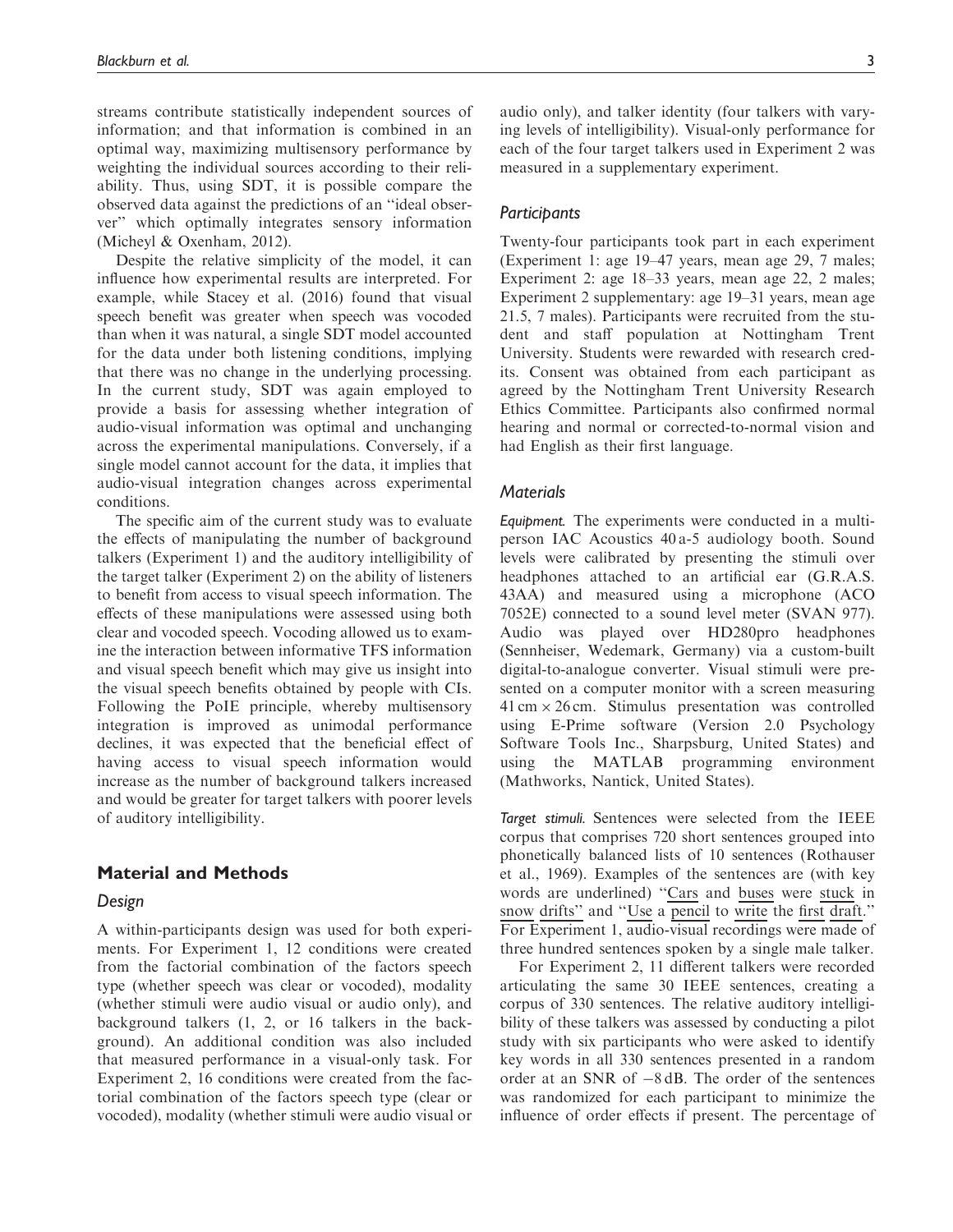streams contribute statistically independent sources of information; and that information is combined in an optimal way, maximizing multisensory performance by weighting the individual sources according to their reliability. Thus, using SDT, it is possible compare the observed data against the predictions of an "ideal observer" which optimally integrates sensory information (Micheyl & Oxenham, 2012).

Despite the relative simplicity of the model, it can influence how experimental results are interpreted. For example, while Stacey et al. (2016) found that visual speech benefit was greater when speech was vocoded than when it was natural, a single SDT model accounted for the data under both listening conditions, implying that there was no change in the underlying processing. In the current study, SDT was again employed to provide a basis for assessing whether integration of audio-visual information was optimal and unchanging across the experimental manipulations. Conversely, if a single model cannot account for the data, it implies that audio-visual integration changes across experimental conditions.

The specific aim of the current study was to evaluate the effects of manipulating the number of background talkers (Experiment 1) and the auditory intelligibility of the target talker (Experiment 2) on the ability of listeners to benefit from access to visual speech information. The effects of these manipulations were assessed using both clear and vocoded speech. Vocoding allowed us to examine the interaction between informative TFS information and visual speech benefit which may give us insight into the visual speech benefits obtained by people with CIs. Following the PoIE principle, whereby multisensory integration is improved as unimodal performance declines, it was expected that the beneficial effect of having access to visual speech information would increase as the number of background talkers increased and would be greater for target talkers with poorer levels of auditory intelligibility.

## Material and Methods

### Design

A within-participants design was used for both experiments. For Experiment 1, 12 conditions were created from the factorial combination of the factors speech type (whether speech was clear or vocoded), modality (whether stimuli were audio visual or audio only), and background talkers (1, 2, or 16 talkers in the background). An additional condition was also included that measured performance in a visual-only task. For Experiment 2, 16 conditions were created from the factorial combination of the factors speech type (clear or vocoded), modality (whether stimuli were audio visual or audio only), and talker identity (four talkers with varying levels of intelligibility). Visual-only performance for each of the four target talkers used in Experiment 2 was measured in a supplementary experiment.

### Participants

Twenty-four participants took part in each experiment (Experiment 1: age 19–47 years, mean age 29, 7 males; Experiment 2: age 18–33 years, mean age 22, 2 males; Experiment 2 supplementary: age 19–31 years, mean age 21.5, 7 males). Participants were recruited from the student and staff population at Nottingham Trent University. Students were rewarded with research credits. Consent was obtained from each participant as agreed by the Nottingham Trent University Research Ethics Committee. Participants also confirmed normal hearing and normal or corrected-to-normal vision and had English as their first language.

### Materials

*Equipment.* The experiments were conducted in a multi-person IAC Acoustics 40 a-5 audiology booth. Sound levels were calibrated by presenting the stimuli over headphones attached to an artificial ear (G.R.A.S. 43AA) and measured using a microphone (ACO 7052E) connected to a sound level meter (SVAN 977). Audio was played over HD280pro headphones (Sennheiser, Wedemark, Germany) via a custom-built digital-to-analogue converter. Visual stimuli were presented on a computer monitor with a screen measuring 41 cm × 26 cm. Stimulus presentation was controlled using E-Prime software (Version 2.0 Psychology Software Tools Inc., Sharpsburg, United States) and using the MATLAB programming environment (Mathworks, Nantick, United States).

*Target stimuli.* Sentences were selected from the IEEE corpus that comprises 720 short sentences grouped into phonetically balanced lists of 10 sentences (Rothauser et al., 1969). Examples of the sentences are (with key words are underlined) "<u>Cars</u> and <u>buses</u> were <u>stuck</u> in <u>snow</u> <u>drifts</u>" and "<u>Use</u> a <u>pencil</u> to <u>write</u> the <u>first</u> <u>draft</u>." For Experiment 1, audio-visual recordings were made of three hundred sentences spoken by a single male talker.

For Experiment 2, 11 different talkers were recorded articulating the same 30 IEEE sentences, creating a corpus of 330 sentences. The relative auditory intelligibility of these talkers was assessed by conducting a pilot study with six participants who were asked to identify key words in all 330 sentences presented in a random order at an SNR of −8 dB. The order of the sentences was randomized for each participant to minimize the influence of order effects if present. The percentage of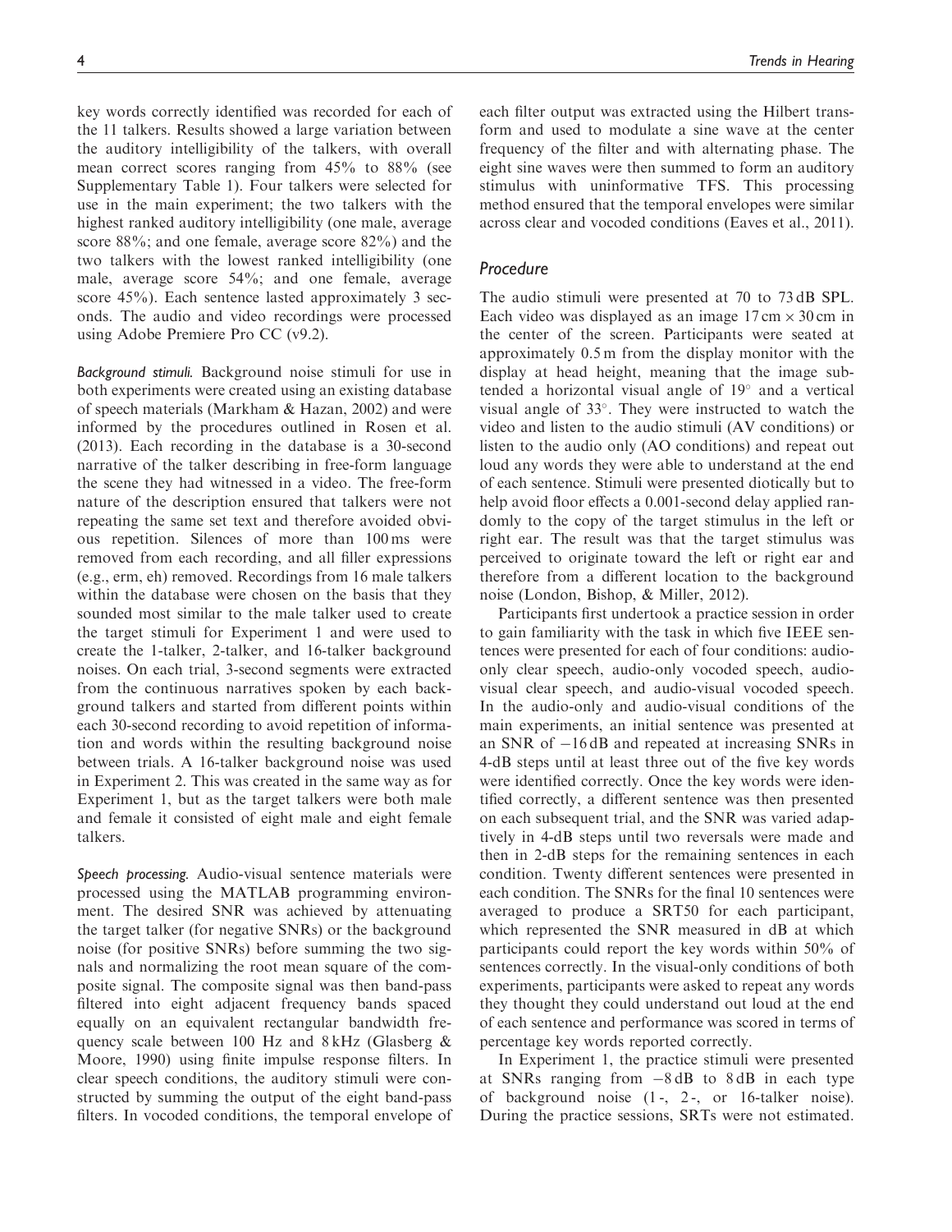key words correctly identified was recorded for each of the 11 talkers. Results showed a large variation between the auditory intelligibility of the talkers, with overall mean correct scores ranging from 45% to 88% (see Supplementary Table 1). Four talkers were selected for use in the main experiment; the two talkers with the highest ranked auditory intelligibility (one male, average score 88%; and one female, average score 82%) and the two talkers with the lowest ranked intelligibility (one male, average score 54%; and one female, average score 45%). Each sentence lasted approximately 3 seconds. The audio and video recordings were processed using Adobe Premiere Pro CC (v9.2).

*Background stimuli.* Background noise stimuli for use in both experiments were created using an existing database of speech materials (Markham & Hazan, 2002) and were informed by the procedures outlined in Rosen et al. (2013). Each recording in the database is a 30-second narrative of the talker describing in free-form language the scene they had witnessed in a video. The free-form nature of the description ensured that talkers were not repeating the same set text and therefore avoided obvious repetition. Silences of more than 100 ms were removed from each recording, and all filler expressions (e.g., erm, eh) removed. Recordings from 16 male talkers within the database were chosen on the basis that they sounded most similar to the male talker used to create the target stimuli for Experiment 1 and were used to create the 1-talker, 2-talker, and 16-talker background noises. On each trial, 3-second segments were extracted from the continuous narratives spoken by each background talkers and started from different points within each 30-second recording to avoid repetition of information and words within the resulting background noise between trials. A 16-talker background noise was used in Experiment 2. This was created in the same way as for Experiment 1, but as the target talkers were both male and female it consisted of eight male and eight female talkers.

*Speech processing.* Audio-visual sentence materials were processed using the MATLAB programming environment. The desired SNR was achieved by attenuating the target talker (for negative SNRs) or the background noise (for positive SNRs) before summing the two signals and normalizing the root mean square of the composite signal. The composite signal was then band-pass filtered into eight adjacent frequency bands spaced equally on an equivalent rectangular bandwidth frequency scale between 100 Hz and 8 kHz (Glasberg & Moore, 1990) using finite impulse response filters. In clear speech conditions, the auditory stimuli were constructed by summing the output of the eight band-pass filters. In vocoded conditions, the temporal envelope of each filter output was extracted using the Hilbert transform and used to modulate a sine wave at the center frequency of the filter and with alternating phase. The eight sine waves were then summed to form an auditory stimulus with uninformative TFS. This processing method ensured that the temporal envelopes were similar across clear and vocoded conditions (Eaves et al., 2011).

### Procedure

The audio stimuli were presented at 70 to 73 dB SPL. Each video was displayed as an image 17 cm × 30 cm in the center of the screen. Participants were seated at approximately 0.5 m from the display monitor with the display at head height, meaning that the image subtended a horizontal visual angle of 19° and a vertical visual angle of 33°. They were instructed to watch the video and listen to the audio stimuli (AV conditions) or listen to the audio only (AO conditions) and repeat out loud any words they were able to understand at the end of each sentence. Stimuli were presented diotically but to help avoid floor effects a 0.001-second delay applied randomly to the copy of the target stimulus in the left or right ear. The result was that the target stimulus was perceived to originate toward the left or right ear and therefore from a different location to the background noise (London, Bishop, & Miller, 2012).

Participants first undertook a practice session in order to gain familiarity with the task in which five IEEE sentences were presented for each of four conditions: audio-only clear speech, audio-only vocoded speech, audio-visual clear speech, and audio-visual vocoded speech. In the audio-only and audio-visual conditions of the main experiments, an initial sentence was presented at an SNR of −16 dB and repeated at increasing SNRs in 4-dB steps until at least three out of the five key words were identified correctly. Once the key words were identified correctly, a different sentence was then presented on each subsequent trial, and the SNR was varied adaptively in 4-dB steps until two reversals were made and then in 2-dB steps for the remaining sentences in each condition. Twenty different sentences were presented in each condition. The SNRs for the final 10 sentences were averaged to produce a SRT50 for each participant, which represented the SNR measured in dB at which participants could report the key words within 50% of sentences correctly. In the visual-only conditions of both experiments, participants were asked to repeat any words they thought they could understand out loud at the end of each sentence and performance was scored in terms of percentage key words reported correctly.

In Experiment 1, the practice stimuli were presented at SNRs ranging from −8 dB to 8 dB in each type of background noise (1-, 2-, or 16-talker noise). During the practice sessions, SRTs were not estimated.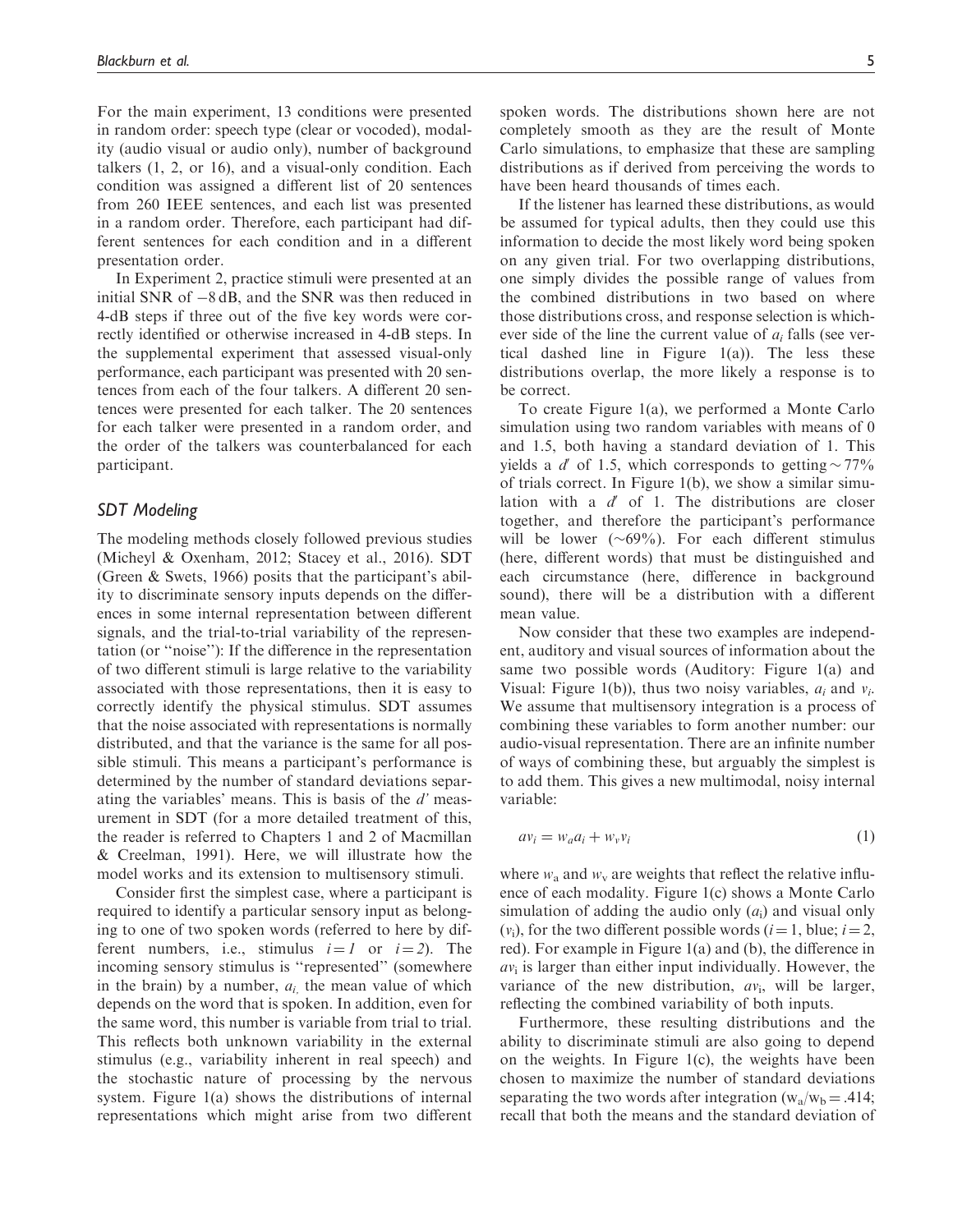For the main experiment, 13 conditions were presented in random order: speech type (clear or vocoded), modality (audio visual or audio only), number of background talkers (1, 2, or 16), and a visual-only condition. Each condition was assigned a different list of 20 sentences from 260 IEEE sentences, and each list was presented in a random order. Therefore, each participant had different sentences for each condition and in a different presentation order.

In Experiment 2, practice stimuli were presented at an initial SNR of −8 dB, and the SNR was then reduced in 4-dB steps if three out of the five key words were correctly identified or otherwise increased in 4-dB steps. In the supplemental experiment that assessed visual-only performance, each participant was presented with 20 sentences from each of the four talkers. A different 20 sentences were presented for each talker. The 20 sentences for each talker were presented in a random order, and the order of the talkers was counterbalanced for each participant.

## SDT Modeling

The modeling methods closely followed previous studies (Micheyl & Oxenham, 2012; Stacey et al., 2016). SDT (Green & Swets, 1966) posits that the participant's ability to discriminate sensory inputs depends on the differences in some internal representation between different signals, and the trial-to-trial variability of the representation (or "noise"): If the difference in the representation of two different stimuli is large relative to the variability associated with those representations, then it is easy to correctly identify the physical stimulus. SDT assumes that the noise associated with representations is normally distributed, and that the variance is the same for all possible stimuli. This means a participant's performance is determined by the number of standard deviations separating the variables' means. This is basis of the *d'* measurement in SDT (for a more detailed treatment of this, the reader is referred to Chapters 1 and 2 of Macmillan & Creelman, 1991). Here, we will illustrate how the model works and its extension to multisensory stimuli.

Consider first the simplest case, where a participant is required to identify a particular sensory input as belonging to one of two spoken words (referred to here by different numbers, i.e., stimulus $i = 1$ or $i = 2$). The incoming sensory stimulus is "represented" (somewhere in the brain) by a number, $a_i$, the mean value of which depends on the word that is spoken. In addition, even for the same word, this number is variable from trial to trial. This reflects both unknown variability in the external stimulus (e.g., variability inherent in real speech) and the stochastic nature of processing by the nervous system. Figure 1(a) shows the distributions of internal representations which might arise from two different spoken words. The distributions shown here are not completely smooth as they are the result of Monte Carlo simulations, to emphasize that these are sampling distributions as if derived from perceiving the words to have been heard thousands of times each.

If the listener has learned these distributions, as would be assumed for typical adults, then they could use this information to decide the most likely word being spoken on any given trial. For two overlapping distributions, one simply divides the possible range of values from the combined distributions in two based on where those distributions cross, and response selection is whichever side of the line the current value of $a_i$ falls (see vertical dashed line in Figure 1(a)). The less these distributions overlap, the more likely a response is to be correct.

To create Figure 1(a), we performed a Monte Carlo simulation using two random variables with means of 0 and 1.5, both having a standard deviation of 1. This yields a $d'$ of 1.5, which corresponds to getting ∼77% of trials correct. In Figure 1(b), we show a similar simulation with a $d'$ of 1. The distributions are closer together, and therefore the participant's performance will be lower (∼69%). For each different stimulus (here, different words) that must be distinguished and each circumstance (here, difference in background sound), there will be a distribution with a different mean value.

Now consider that these two examples are independent, auditory and visual sources of information about the same two possible words (Auditory: Figure 1(a) and Visual: Figure 1(b)), thus two noisy variables, $a_i$ and $v_i$. We assume that multisensory integration is a process of combining these variables to form another number: our audio-visual representation. There are an infinite number of ways of combining these, but arguably the simplest is to add them. This gives a new multimodal, noisy internal variable:

$$av_i = w_a a_i + w_v v_i \tag{1}$$

where $w_a$ and $w_v$ are weights that reflect the relative influence of each modality. Figure 1(c) shows a Monte Carlo simulation of adding the audio only ($a_i$) and visual only ($v_i$), for the two different possible words ($i = 1$, blue; $i = 2$, red). For example in Figure 1(a) and (b), the difference in $av_i$ is larger than either input individually. However, the variance of the new distribution, $av_i$, will be larger, reflecting the combined variability of both inputs.

Furthermore, these resulting distributions and the ability to discriminate stimuli are also going to depend on the weights. In Figure 1(c), the weights have been chosen to maximize the number of standard deviations separating the two words after integration ($w_a/w_b = .414$; recall that both the means and the standard deviation of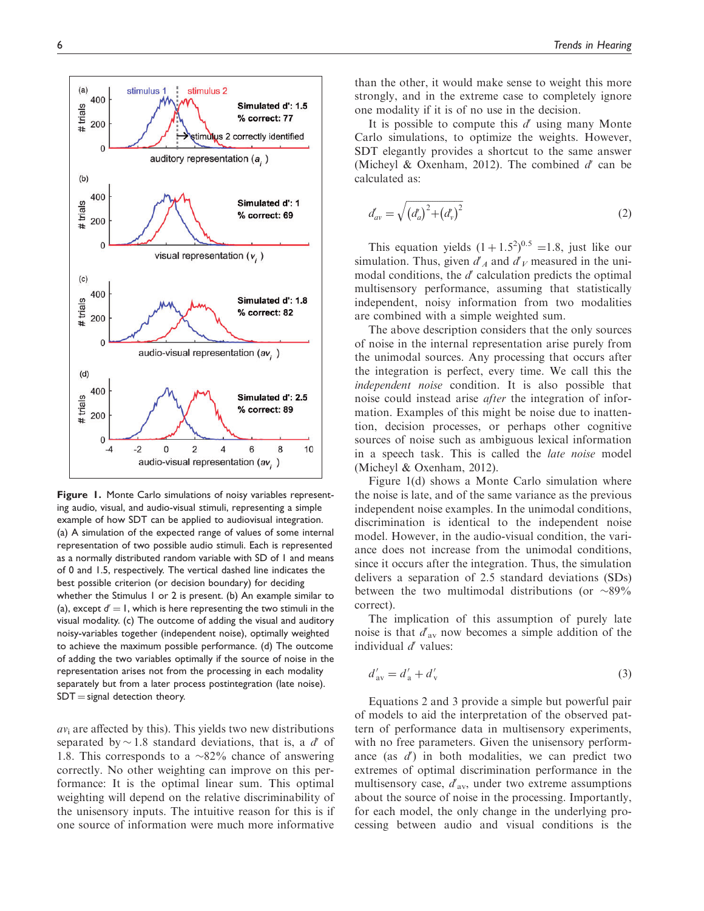Figure 1. Monte Carlo simulations of noisy variables representing audio, visual, and audio-visual stimuli, representing a simple example of how SDT can be applied to audiovisual integration. (a) A simulation of the expected range of values of some internal representation of two possible audio stimuli. Each is represented as a normally distributed random variable with SD of 1 and means of 0 and 1.5, respectively. The vertical dashed line indicates the best possible criterion (or decision boundary) for deciding whether the Stimulus 1 or 2 is present. (b) An example similar to (a), except $d' = 1$, which is here representing the two stimuli in the visual modality. (c) The outcome of adding the visual and auditory noisy-variables together (independent noise), optimally weighted to achieve the maximum possible performance. (d) The outcome of adding the two variables optimally if the source of noise in the representation arises not from the processing in each modality separately but from a later process postintegration (late noise). SDT = signal detection theory.

$av_i$ are affected by this). This yields two new distributions separated by $\sim 1.8$ standard deviations, that is, a $d'$ of 1.8. This corresponds to a $\sim$82% chance of answering correctly. No other weighting can improve on this performance: It is the optimal linear sum. This optimal weighting will depend on the relative discriminability of the unisensory inputs. The intuitive reason for this is if one source of information were much more informative than the other, it would make sense to weight this more strongly, and in the extreme case to completely ignore one modality if it is of no use in the decision.

It is possible to compute this $d'$ using many Monte Carlo simulations, to optimize the weights. However, SDT elegantly provides a shortcut to the same answer (Micheyl & Oxenham, 2012). The combined $d'$ can be calculated as:

$$d'_{av} = \sqrt{(d'_a)^2 + (d'_v)^2} \quad (2)$$

This equation yields $(1 + 1.5^2)^{0.5} = 1.8$, just like our simulation. Thus, given $d'_A$ and $d'_V$ measured in the unimodal conditions, the $d'$ calculation predicts the optimal multisensory performance, assuming that statistically independent, noisy information from two modalities are combined with a simple weighted sum.

The above description considers that the only sources of noise in the internal representation arise purely from the unimodal sources. Any processing that occurs after the integration is perfect, every time. We call this the *independent noise* condition. It is also possible that noise could instead arise *after* the integration of information. Examples of this might be noise due to inattention, decision processes, or perhaps other cognitive sources of noise such as ambiguous lexical information in a speech task. This is called the *late noise* model (Micheyl & Oxenham, 2012).

Figure 1(d) shows a Monte Carlo simulation where the noise is late, and of the same variance as the previous independent noise examples. In the unimodal conditions, discrimination is identical to the independent noise model. However, in the audio-visual condition, the variance does not increase from the unimodal conditions, since it occurs after the integration. Thus, the simulation delivers a separation of 2.5 standard deviations (SDs) between the two multimodal distributions (or $\sim$89% correct).

The implication of this assumption of purely late noise is that $d'_{av}$ now becomes a simple addition of the individual $d'$ values:

$$d'_{av} = d'_a + d'_v \quad (3)$$

Equations 2 and 3 provide a simple but powerful pair of models to aid the interpretation of the observed pattern of performance data in multisensory experiments, with no free parameters. Given the unisensory performance (as $d'$) in both modalities, we can predict two extremes of optimal discrimination performance in the multisensory case, $d'_{av}$, under two extreme assumptions about the source of noise in the processing. Importantly, for each model, the only change in the underlying processing between audio and visual conditions is the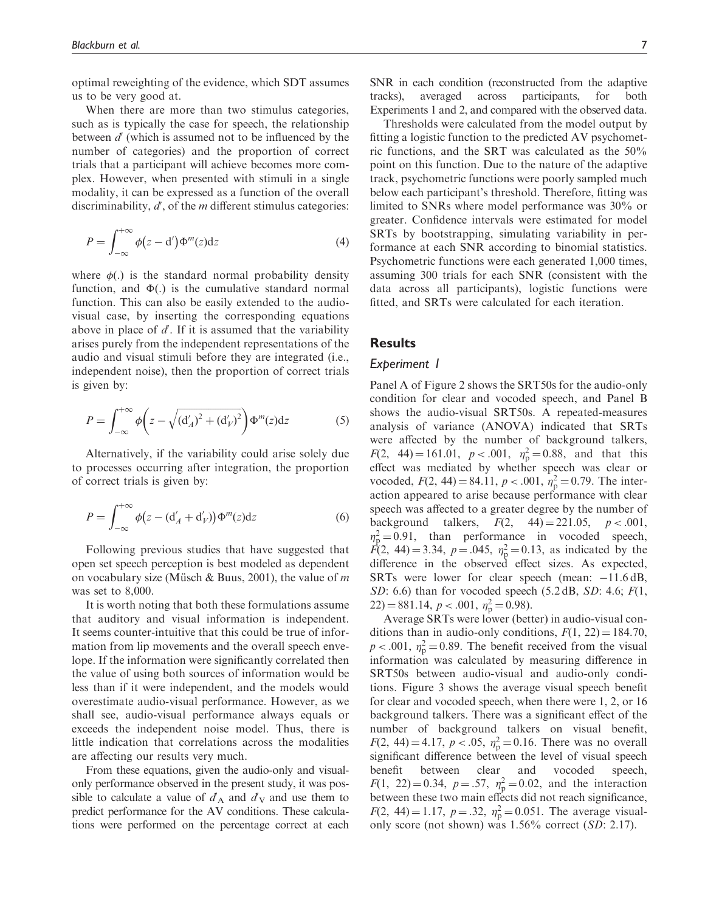optimal reweighting of the evidence, which SDT assumes us to be very good at.

When there are more than two stimulus categories, such as is typically the case for speech, the relationship between $d'$ (which is assumed not to be influenced by the number of categories) and the proportion of correct trials that a participant will achieve becomes more complex. However, when presented with stimuli in a single modality, it can be expressed as a function of the overall discriminability, $d'$, of the $m$ different stimulus categories:

$$P = \int_{-\infty}^{+\infty} \phi(z - \mathrm{d}')\Phi^{m}(z)\mathrm{d}z \tag{4}$$

where $\phi(.)$ is the standard normal probability density function, and $\Phi(.)$ is the cumulative standard normal function. This can also be easily extended to the audio-visual case, by inserting the corresponding equations above in place of $d'$. If it is assumed that the variability arises purely from the independent representations of the audio and visual stimuli before they are integrated (i.e., independent noise), then the proportion of correct trials is given by:

$$P = \int_{-\infty}^{+\infty} \phi\left(z - \sqrt{(\mathrm{d}'_A)^2 + (\mathrm{d}'_V)^2}\right)\Phi^{m}(z)\mathrm{d}z \tag{5}$$

Alternatively, if the variability could arise solely due to processes occurring after integration, the proportion of correct trials is given by:

$$P = \int_{-\infty}^{+\infty} \phi\left(z - (\mathrm{d}'_A + \mathrm{d}'_V)\right)\Phi^{m}(z)\mathrm{d}z \tag{6}$$

Following previous studies that have suggested that open set speech perception is best modeled as dependent on vocabulary size (Müsch & Buus, 2001), the value of $m$ was set to 8,000.

It is worth noting that both these formulations assume that auditory and visual information is independent. It seems counter-intuitive that this could be true of information from lip movements and the overall speech envelope. If the information were significantly correlated then the value of using both sources of information would be less than if it were independent, and the models would overestimate audio-visual performance. However, as we shall see, audio-visual performance always equals or exceeds the independent noise model. Thus, there is little indication that correlations across the modalities are affecting our results very much.

From these equations, given the audio-only and visual-only performance observed in the present study, it was possible to calculate a value of $d'_A$ and $d'_V$ and use them to predict performance for the AV conditions. These calculations were performed on the percentage correct at each SNR in each condition (reconstructed from the adaptive tracks), averaged across participants, for both Experiments 1 and 2, and compared with the observed data.

Thresholds were calculated from the model output by fitting a logistic function to the predicted AV psychometric functions, and the SRT was calculated as the 50% point on this function. Due to the nature of the adaptive track, psychometric functions were poorly sampled much below each participant's threshold. Therefore, fitting was limited to SNRs where model performance was 30% or greater. Confidence intervals were estimated for model SRTs by bootstrapping, simulating variability in performance at each SNR according to binomial statistics. Psychometric functions were each generated 1,000 times, assuming 300 trials for each SNR (consistent with the data across all participants), logistic functions were fitted, and SRTs were calculated for each iteration.

## Results

### Experiment 1

Panel A of Figure 2 shows the SRT50s for the audio-only condition for clear and vocoded speech, and Panel B shows the audio-visual SRT50s. A repeated-measures analysis of variance (ANOVA) indicated that SRTs were affected by the number of background talkers, $F(2, 44) = 161.01$, $p < .001$, $\eta_p^2 = 0.88$, and that this effect was mediated by whether speech was clear or vocoded, $F(2, 44) = 84.11$, $p < .001$, $\eta_p^2 = 0.79$. The interaction appeared to arise because performance with clear speech was affected to a greater degree by the number of background talkers, $F(2, 44) = 221.05$, $p < .001$, $\eta_p^2 = 0.91$, than performance in vocoded speech, $F(2, 44) = 3.34$, $p = .045$, $\eta_p^2 = 0.13$, as indicated by the difference in the observed effect sizes. As expected, SRTs were lower for clear speech (mean: $-11.6$ dB, *SD*: 6.6) than for vocoded speech (5.2 dB, *SD*: 4.6; $F(1, 22) = 881.14$, $p < .001$, $\eta_p^2 = 0.98$).

Average SRTs were lower (better) in audio-visual conditions than in audio-only conditions, $F(1, 22) = 184.70$, $p < .001$, $\eta_p^2 = 0.89$. The benefit received from the visual information was calculated by measuring difference in SRT50s between audio-visual and audio-only conditions. Figure 3 shows the average visual speech benefit for clear and vocoded speech, when there were 1, 2, or 16 background talkers. There was a significant effect of the number of background talkers on visual benefit, $F(2, 44) = 4.17$, $p < .05$, $\eta_p^2 = 0.16$. There was no overall significant difference between the level of visual speech benefit between clear and vocoded speech, $F(1, 22) = 0.34$, $p = .57$, $\eta_p^2 = 0.02$, and the interaction between these two main effects did not reach significance, $F(2, 44) = 1.17$, $p = .32$, $\eta_p^2 = 0.051$. The average visual-only score (not shown) was 1.56% correct (*SD*: 2.17).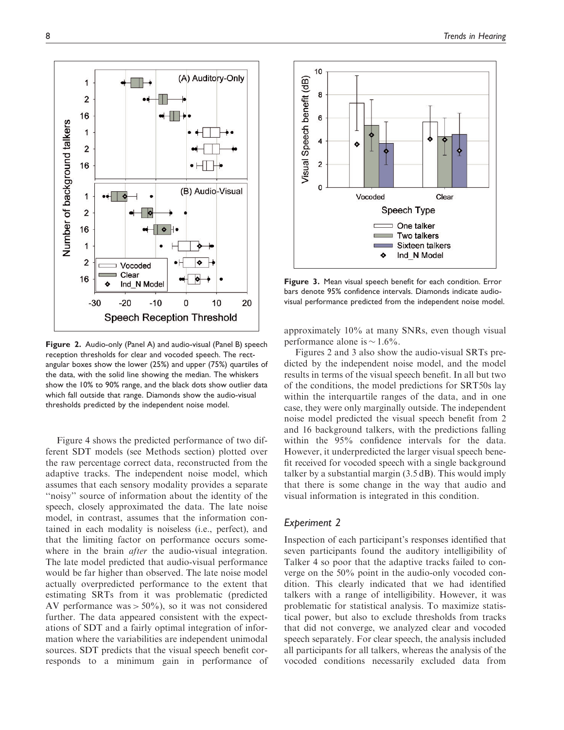Figure 2. Audio-only (Panel A) and audio-visual (Panel B) speech reception thresholds for clear and vocoded speech. The rectangular boxes show the lower (25%) and upper (75%) quartiles of the data, with the solid line showing the median. The whiskers show the 10% to 90% range, and the black dots show outlier data which fall outside that range. Diamonds show the audio-visual thresholds predicted by the independent noise model.

Figure 3. Mean visual speech benefit for each condition. Error bars denote 95% confidence intervals. Diamonds indicate audio-visual performance predicted from the independent noise model.

Figure 4 shows the predicted performance of two different SDT models (see Methods section) plotted over the raw percentage correct data, reconstructed from the adaptive tracks. The independent noise model, which assumes that each sensory modality provides a separate "noisy" source of information about the identity of the speech, closely approximated the data. The late noise model, in contrast, assumes that the information contained in each modality is noiseless (i.e., perfect), and that the limiting factor on performance occurs somewhere in the brain *after* the audio-visual integration. The late model predicted that audio-visual performance would be far higher than observed. The late noise model actually overpredicted performance to the extent that estimating SRTs from it was problematic (predicted AV performance was > 50%), so it was not considered further. The data appeared consistent with the expectations of SDT and a fairly optimal integration of information where the variabilities are independent unimodal sources. SDT predicts that the visual speech benefit corresponds to a minimum gain in performance of approximately 10% at many SNRs, even though visual performance alone is ~ 1.6%.

Figures 2 and 3 also show the audio-visual SRTs predicted by the independent noise model, and the model results in terms of the visual speech benefit. In all but two of the conditions, the model predictions for SRT50s lay within the interquartile ranges of the data, and in one case, they were only marginally outside. The independent noise model predicted the visual speech benefit from 2 and 16 background talkers, with the predictions falling within the 95% confidence intervals for the data. However, it underpredicted the larger visual speech benefit received for vocoded speech with a single background talker by a substantial margin (3.5 dB). This would imply that there is some change in the way that audio and visual information is integrated in this condition.

## Experiment 2

Inspection of each participant's responses identified that seven participants found the auditory intelligibility of Talker 4 so poor that the adaptive tracks failed to converge on the 50% point in the audio-only vocoded condition. This clearly indicated that we had identified talkers with a range of intelligibility. However, it was problematic for statistical analysis. To maximize statistical power, but also to exclude thresholds from tracks that did not converge, we analyzed clear and vocoded speech separately. For clear speech, the analysis included all participants for all talkers, whereas the analysis of the vocoded conditions necessarily excluded data from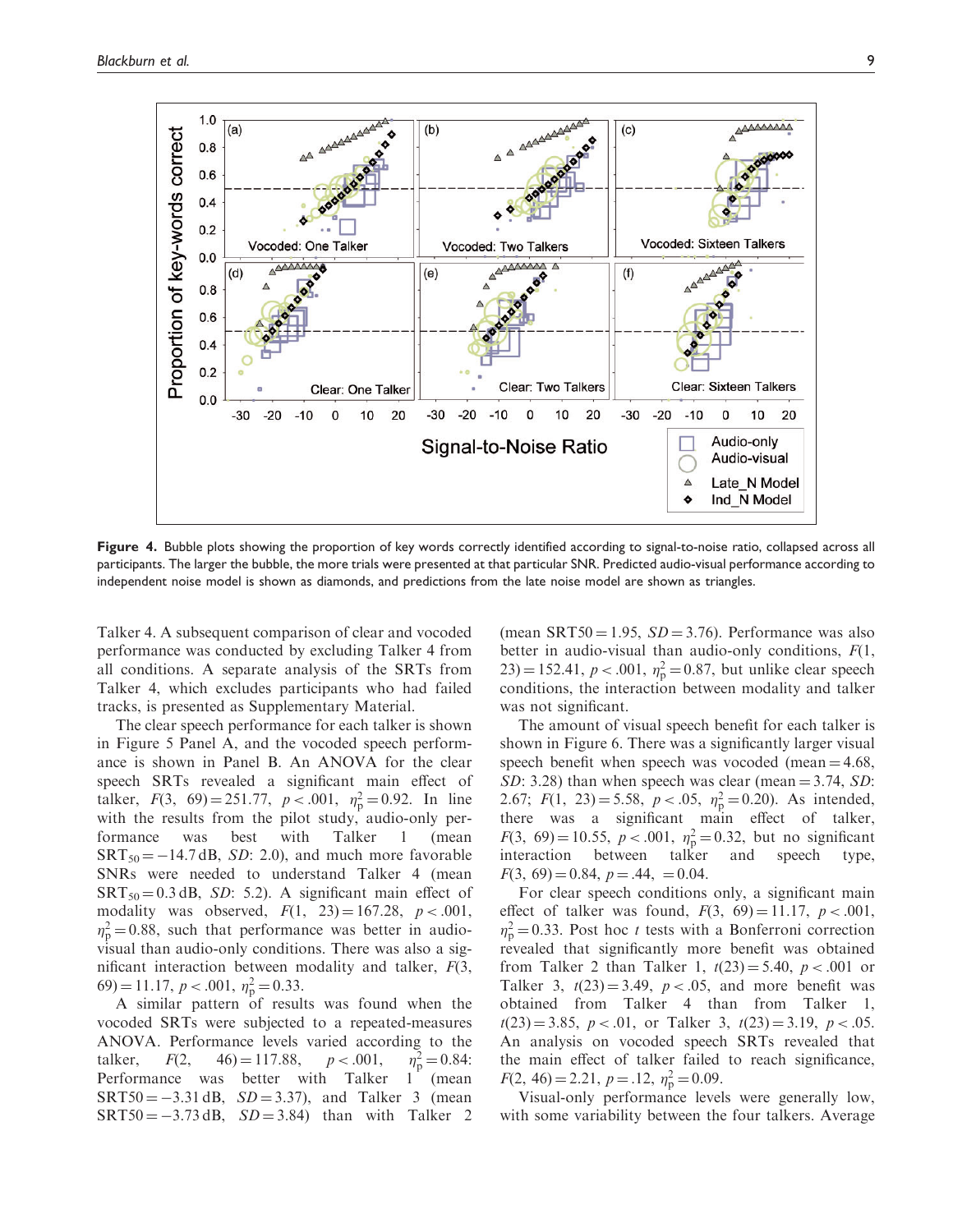**Figure 4.** Bubble plots showing the proportion of key words correctly identified according to signal-to-noise ratio, collapsed across all participants. The larger the bubble, the more trials were presented at that particular SNR. Predicted audio-visual performance according to independent noise model is shown as diamonds, and predictions from the late noise model are shown as triangles.

Talker 4. A subsequent comparison of clear and vocoded performance was conducted by excluding Talker 4 from all conditions. A separate analysis of the SRTs from Talker 4, which excludes participants who had failed tracks, is presented as Supplementary Material.

The clear speech performance for each talker is shown in Figure 5 Panel A, and the vocoded speech performance is shown in Panel B. An ANOVA for the clear speech SRTs revealed a significant main effect of talker, $F(3, 69) = 251.77$, $p < .001$, $\eta_p^2 = 0.92$. In line with the results from the pilot study, audio-only performance was best with Talker 1 (mean $SRT_{50} = -14.7$ dB, *SD*: 2.0), and much more favorable SNRs were needed to understand Talker 4 (mean $SRT_{50} = 0.3$ dB, *SD*: 5.2). A significant main effect of modality was observed, $F(1, 23) = 167.28$, $p < .001$, $\eta_p^2 = 0.88$, such that performance was better in audio-visual than audio-only conditions. There was also a significant interaction between modality and talker, $F(3, 69) = 11.17$, $p < .001$, $\eta_p^2 = 0.33$.

A similar pattern of results was found when the vocoded SRTs were subjected to a repeated-measures ANOVA. Performance levels varied according to the talker, $F(2, 46) = 117.88$, $p < .001$, $\eta_p^2 = 0.84$: Performance was better with Talker 1 (mean SRT50 $= -3.31$ dB, *SD* $= 3.37$), and Talker 3 (mean SRT50 $= -3.73$ dB, *SD* $= 3.84$) than with Talker 2 (mean SRT50 $= 1.95$, *SD* $= 3.76$). Performance was also better in audio-visual than audio-only conditions, $F(1, 23) = 152.41$, $p < .001$, $\eta_p^2 = 0.87$, but unlike clear speech conditions, the interaction between modality and talker was not significant.

The amount of visual speech benefit for each talker is shown in Figure 6. There was a significantly larger visual speech benefit when speech was vocoded (mean $= 4.68$, *SD*: 3.28) than when speech was clear (mean $= 3.74$, *SD*: 2.67; $F(1, 23) = 5.58$, $p < .05$, $\eta_p^2 = 0.20$). As intended, there was a significant main effect of talker, $F(3, 69) = 10.55$, $p < .001$, $\eta_p^2 = 0.32$, but no significant interaction between talker and speech type, $F(3, 69) = 0.84$, $p = .44$, $= 0.04$.

For clear speech conditions only, a significant main effect of talker was found, $F(3, 69) = 11.17$, $p < .001$, $\eta_p^2 = 0.33$. Post hoc *t* tests with a Bonferroni correction revealed that significantly more benefit was obtained from Talker 2 than Talker 1, $t(23) = 5.40$, $p < .001$ or Talker 3, $t(23) = 3.49$, $p < .05$, and more benefit was obtained from Talker 4 than from Talker 1, $t(23) = 3.85$, $p < .01$, or Talker 3, $t(23) = 3.19$, $p < .05$. An analysis on vocoded speech SRTs revealed that the main effect of talker failed to reach significance, $F(2, 46) = 2.21$, $p = .12$, $\eta_p^2 = 0.09$.

Visual-only performance levels were generally low, with some variability between the four talkers. Average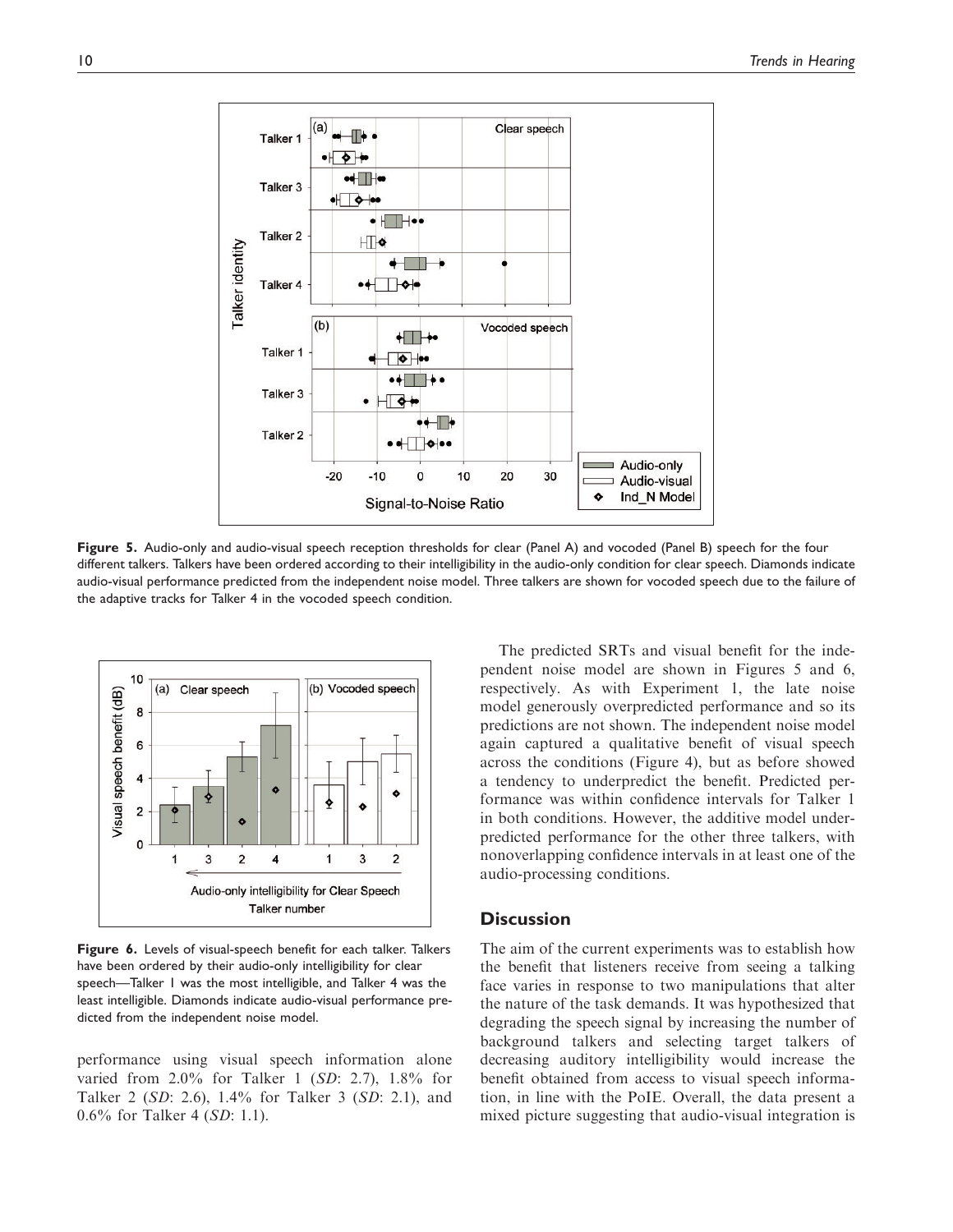Figure 5. Audio-only and audio-visual speech reception thresholds for clear (Panel A) and vocoded (Panel B) speech for the four different talkers. Talkers have been ordered according to their intelligibility in the audio-only condition for clear speech. Diamonds indicate audio-visual performance predicted from the independent noise model. Three talkers are shown for vocoded speech due to the failure of the adaptive tracks for Talker 4 in the vocoded speech condition.

Figure 6. Levels of visual-speech benefit for each talker. Talkers have been ordered by their audio-only intelligibility for clear speech—Talker 1 was the most intelligible, and Talker 4 was the least intelligible. Diamonds indicate audio-visual performance predicted from the independent noise model.

performance using visual speech information alone varied from 2.0% for Talker 1 (*SD*: 2.7), 1.8% for Talker 2 (*SD*: 2.6), 1.4% for Talker 3 (*SD*: 2.1), and 0.6% for Talker 4 (*SD*: 1.1).

The predicted SRTs and visual benefit for the independent noise model are shown in Figures 5 and 6, respectively. As with Experiment 1, the late noise model generously overpredicted performance and so its predictions are not shown. The independent noise model again captured a qualitative benefit of visual speech across the conditions (Figure 4), but as before showed a tendency to underpredict the benefit. Predicted performance was within confidence intervals for Talker 1 in both conditions. However, the additive model underpredicted performance for the other three talkers, with nonoverlapping confidence intervals in at least one of the audio-processing conditions.

## Discussion

The aim of the current experiments was to establish how the benefit that listeners receive from seeing a talking face varies in response to two manipulations that alter the nature of the task demands. It was hypothesized that degrading the speech signal by increasing the number of background talkers and selecting target talkers of decreasing auditory intelligibility would increase the benefit obtained from access to visual speech information, in line with the PoIE. Overall, the data present a mixed picture suggesting that audio-visual integration is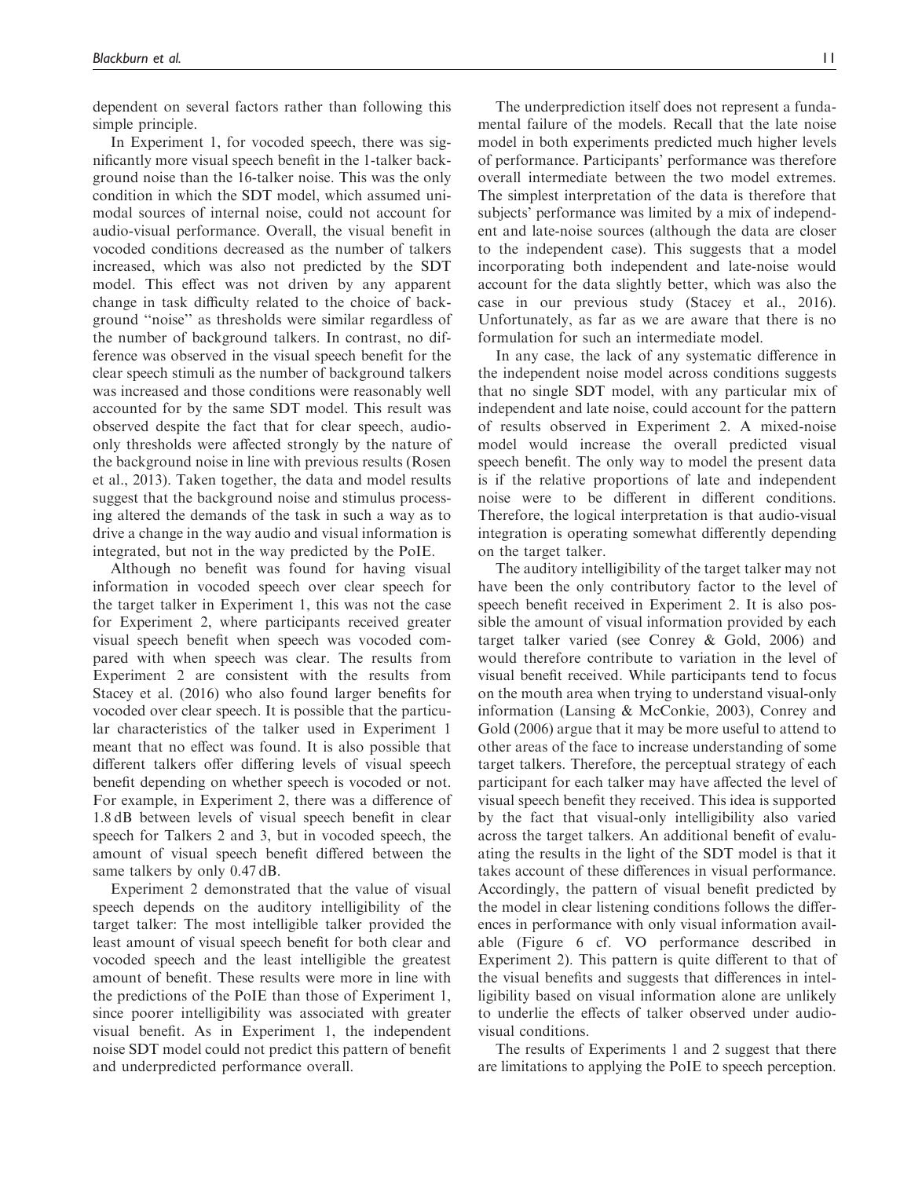dependent on several factors rather than following this simple principle.

In Experiment 1, for vocoded speech, there was significantly more visual speech benefit in the 1-talker background noise than the 16-talker noise. This was the only condition in which the SDT model, which assumed unimodal sources of internal noise, could not account for audio-visual performance. Overall, the visual benefit in vocoded conditions decreased as the number of talkers increased, which was also not predicted by the SDT model. This effect was not driven by any apparent change in task difficulty related to the choice of background "noise" as thresholds were similar regardless of the number of background talkers. In contrast, no difference was observed in the visual speech benefit for the clear speech stimuli as the number of background talkers was increased and those conditions were reasonably well accounted for by the same SDT model. This result was observed despite the fact that for clear speech, audio-only thresholds were affected strongly by the nature of the background noise in line with previous results (Rosen et al., 2013). Taken together, the data and model results suggest that the background noise and stimulus processing altered the demands of the task in such a way as to drive a change in the way audio and visual information is integrated, but not in the way predicted by the PoIE.

Although no benefit was found for having visual information in vocoded speech over clear speech for the target talker in Experiment 1, this was not the case for Experiment 2, where participants received greater visual speech benefit when speech was vocoded compared with when speech was clear. The results from Experiment 2 are consistent with the results from Stacey et al. (2016) who also found larger benefits for vocoded over clear speech. It is possible that the particular characteristics of the talker used in Experiment 1 meant that no effect was found. It is also possible that different talkers offer differing levels of visual speech benefit depending on whether speech is vocoded or not. For example, in Experiment 2, there was a difference of 1.8 dB between levels of visual speech benefit in clear speech for Talkers 2 and 3, but in vocoded speech, the amount of visual speech benefit differed between the same talkers by only 0.47 dB.

Experiment 2 demonstrated that the value of visual speech depends on the auditory intelligibility of the target talker: The most intelligible talker provided the least amount of visual speech benefit for both clear and vocoded speech and the least intelligible the greatest amount of benefit. These results were more in line with the predictions of the PoIE than those of Experiment 1, since poorer intelligibility was associated with greater visual benefit. As in Experiment 1, the independent noise SDT model could not predict this pattern of benefit and underpredicted performance overall.

The underprediction itself does not represent a fundamental failure of the models. Recall that the late noise model in both experiments predicted much higher levels of performance. Participants' performance was therefore overall intermediate between the two model extremes. The simplest interpretation of the data is therefore that subjects' performance was limited by a mix of independent and late-noise sources (although the data are closer to the independent case). This suggests that a model incorporating both independent and late-noise would account for the data slightly better, which was also the case in our previous study (Stacey et al., 2016). Unfortunately, as far as we are aware that there is no formulation for such an intermediate model.

In any case, the lack of any systematic difference in the independent noise model across conditions suggests that no single SDT model, with any particular mix of independent and late noise, could account for the pattern of results observed in Experiment 2. A mixed-noise model would increase the overall predicted visual speech benefit. The only way to model the present data is if the relative proportions of late and independent noise were to be different in different conditions. Therefore, the logical interpretation is that audio-visual integration is operating somewhat differently depending on the target talker.

The auditory intelligibility of the target talker may not have been the only contributory factor to the level of speech benefit received in Experiment 2. It is also possible the amount of visual information provided by each target talker varied (see Conrey & Gold, 2006) and would therefore contribute to variation in the level of visual benefit received. While participants tend to focus on the mouth area when trying to understand visual-only information (Lansing & McConkie, 2003), Conrey and Gold (2006) argue that it may be more useful to attend to other areas of the face to increase understanding of some target talkers. Therefore, the perceptual strategy of each participant for each talker may have affected the level of visual speech benefit they received. This idea is supported by the fact that visual-only intelligibility also varied across the target talkers. An additional benefit of evaluating the results in the light of the SDT model is that it takes account of these differences in visual performance. Accordingly, the pattern of visual benefit predicted by the model in clear listening conditions follows the differences in performance with only visual information available (Figure 6 cf. VO performance described in Experiment 2). This pattern is quite different to that of the visual benefits and suggests that differences in intelligibility based on visual information alone are unlikely to underlie the effects of talker observed under audio-visual conditions.

The results of Experiments 1 and 2 suggest that there are limitations to applying the PoIE to speech perception.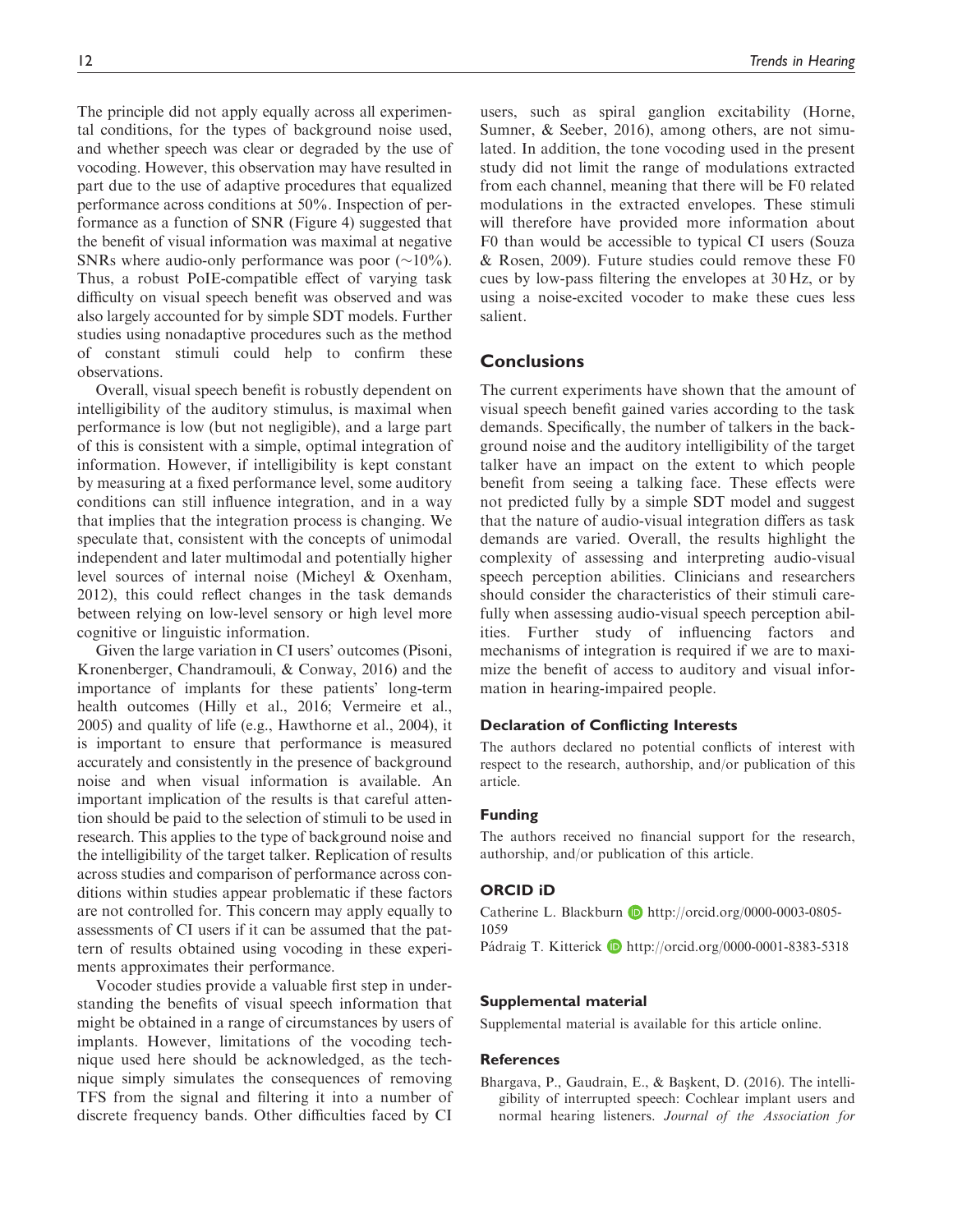The principle did not apply equally across all experimental conditions, for the types of background noise used, and whether speech was clear or degraded by the use of vocoding. However, this observation may have resulted in part due to the use of adaptive procedures that equalized performance across conditions at 50%. Inspection of performance as a function of SNR (Figure 4) suggested that the benefit of visual information was maximal at negative SNRs where audio-only performance was poor (~10%). Thus, a robust PoIE-compatible effect of varying task difficulty on visual speech benefit was observed and was also largely accounted for by simple SDT models. Further studies using nonadaptive procedures such as the method of constant stimuli could help to confirm these observations.

Overall, visual speech benefit is robustly dependent on intelligibility of the auditory stimulus, is maximal when performance is low (but not negligible), and a large part of this is consistent with a simple, optimal integration of information. However, if intelligibility is kept constant by measuring at a fixed performance level, some auditory conditions can still influence integration, and in a way that implies that the integration process is changing. We speculate that, consistent with the concepts of unimodal independent and later multimodal and potentially higher level sources of internal noise (Micheyl & Oxenham, 2012), this could reflect changes in the task demands between relying on low-level sensory or high level more cognitive or linguistic information.

Given the large variation in CI users' outcomes (Pisoni, Kronenberger, Chandramouli, & Conway, 2016) and the importance of implants for these patients' long-term health outcomes (Hilly et al., 2016; Vermeire et al., 2005) and quality of life (e.g., Hawthorne et al., 2004), it is important to ensure that performance is measured accurately and consistently in the presence of background noise and when visual information is available. An important implication of the results is that careful attention should be paid to the selection of stimuli to be used in research. This applies to the type of background noise and the intelligibility of the target talker. Replication of results across studies and comparison of performance across conditions within studies appear problematic if these factors are not controlled for. This concern may apply equally to assessments of CI users if it can be assumed that the pattern of results obtained using vocoding in these experiments approximates their performance.

Vocoder studies provide a valuable first step in understanding the benefits of visual speech information that might be obtained in a range of circumstances by users of implants. However, limitations of the vocoding technique used here should be acknowledged, as the technique simply simulates the consequences of removing TFS from the signal and filtering it into a number of discrete frequency bands. Other difficulties faced by CI users, such as spiral ganglion excitability (Horne, Sumner, & Seeber, 2016), among others, are not simulated. In addition, the tone vocoding used in the present study did not limit the range of modulations extracted from each channel, meaning that there will be F0 related modulations in the extracted envelopes. These stimuli will therefore have provided more information about F0 than would be accessible to typical CI users (Souza & Rosen, 2009). Future studies could remove these F0 cues by low-pass filtering the envelopes at 30 Hz, or by using a noise-excited vocoder to make these cues less salient.

## Conclusions

The current experiments have shown that the amount of visual speech benefit gained varies according to the task demands. Specifically, the number of talkers in the background noise and the auditory intelligibility of the target talker have an impact on the extent to which people benefit from seeing a talking face. These effects were not predicted fully by a simple SDT model and suggest that the nature of audio-visual integration differs as task demands are varied. Overall, the results highlight the complexity of assessing and interpreting audio-visual speech perception abilities. Clinicians and researchers should consider the characteristics of their stimuli carefully when assessing audio-visual speech perception abilities. Further study of influencing factors and mechanisms of integration is required if we are to maximize the benefit of access to auditory and visual information in hearing-impaired people.

### Declaration of Conflicting Interests

The authors declared no potential conflicts of interest with respect to the research, authorship, and/or publication of this article.

### Funding

The authors received no financial support for the research, authorship, and/or publication of this article.

### ORCID iD

Catherine L. Blackburn http://orcid.org/0000-0003-0805-1059
Pádraig T. Kitterick http://orcid.org/0000-0001-8383-5318

### Supplemental material

Supplemental material is available for this article online.

### References

Bhargava, P., Gaudrain, E., & Başkent, D. (2016). The intelligibility of interrupted speech: Cochlear implant users and normal hearing listeners. *Journal of the Association for*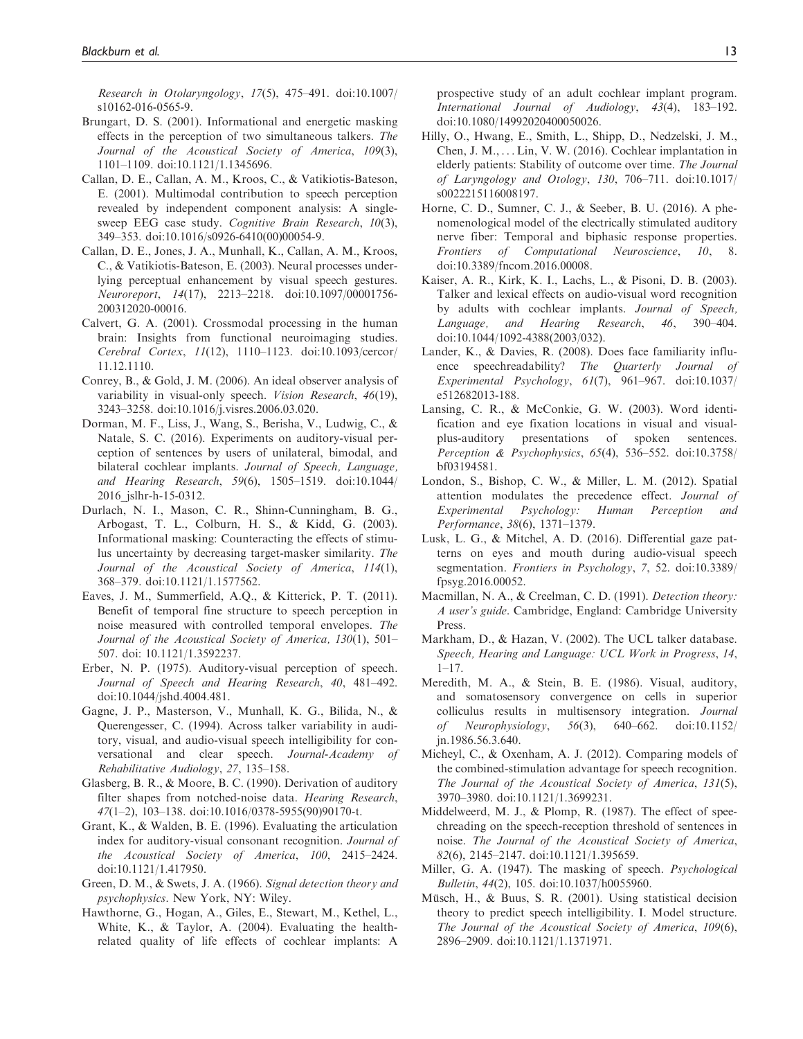Research in Otolaryngology*, *17*(5), 475–491. doi:10.1007/s10162-016-0565-9.

Brungart, D. S. (2001). Informational and energetic masking effects in the perception of two simultaneous talkers. *The Journal of the Acoustical Society of America*, *109*(3), 1101–1109. doi:10.1121/1.1345696.

Callan, D. E., Callan, A. M., Kroos, C., & Vatikiotis-Bateson, E. (2001). Multimodal contribution to speech perception revealed by independent component analysis: A single-sweep EEG case study. *Cognitive Brain Research*, *10*(3), 349–353. doi:10.1016/s0926-6410(00)00054-9.

Callan, D. E., Jones, J. A., Munhall, K., Callan, A. M., Kroos, C., & Vatikiotis-Bateson, E. (2003). Neural processes underlying perceptual enhancement by visual speech gestures. *Neuroreport*, *14*(17), 2213–2218. doi:10.1097/00001756-200312020-00016.

Calvert, G. A. (2001). Crossmodal processing in the human brain: Insights from functional neuroimaging studies. *Cerebral Cortex*, *11*(12), 1110–1123. doi:10.1093/cercor/11.12.1110.

Conrey, B., & Gold, J. M. (2006). An ideal observer analysis of variability in visual-only speech. *Vision Research*, *46*(19), 3243–3258. doi:10.1016/j.visres.2006.03.020.

Dorman, M. F., Liss, J., Wang, S., Berisha, V., Ludwig, C., & Natale, S. C. (2016). Experiments on auditory-visual perception of sentences by users of unilateral, bimodal, and bilateral cochlear implants. *Journal of Speech, Language, and Hearing Research*, *59*(6), 1505–1519. doi:10.1044/2016_jslhr-h-15-0312.

Durlach, N. I., Mason, C. R., Shinn-Cunningham, B. G., Arbogast, T. L., Colburn, H. S., & Kidd, G. (2003). Informational masking: Counteracting the effects of stimulus uncertainty by decreasing target-masker similarity. *The Journal of the Acoustical Society of America*, *114*(1), 368–379. doi:10.1121/1.1577562.

Eaves, J. M., Summerfield, A.Q., & Kitterick, P. T. (2011). Benefit of temporal fine structure to speech perception in noise measured with controlled temporal envelopes. *The Journal of the Acoustical Society of America, 130*(1), 501–507. doi: 10.1121/1.3592237.

Erber, N. P. (1975). Auditory-visual perception of speech. *Journal of Speech and Hearing Research*, *40*, 481–492. doi:10.1044/jshd.4004.481.

Gagne, J. P., Masterson, V., Munhall, K. G., Bilida, N., & Querengesser, C. (1994). Across talker variability in auditory, visual, and audio-visual speech intelligibility for conversational and clear speech. *Journal-Academy of Rehabilitative Audiology*, *27*, 135–158.

Glasberg, B. R., & Moore, B. C. (1990). Derivation of auditory filter shapes from notched-noise data. *Hearing Research*, *47*(1–2), 103–138. doi:10.1016/0378-5955(90)90170-t.

Grant, K., & Walden, B. E. (1996). Evaluating the articulation index for auditory-visual consonant recognition. *Journal of the Acoustical Society of America*, *100*, 2415–2424. doi:10.1121/1.417950.

Green, D. M., & Swets, J. A. (1966). *Signal detection theory and psychophysics*. New York, NY: Wiley.

Hawthorne, G., Hogan, A., Giles, E., Stewart, M., Kethel, L., White, K., & Taylor, A. (2004). Evaluating the health-related quality of life effects of cochlear implants: A prospective study of an adult cochlear implant program. *International Journal of Audiology*, *43*(4), 183–192. doi:10.1080/14992020400050026.

Hilly, O., Hwang, E., Smith, L., Shipp, D., Nedzelski, J. M., Chen, J. M., ... Lin, V. W. (2016). Cochlear implantation in elderly patients: Stability of outcome over time. *The Journal of Laryngology and Otology*, *130*, 706–711. doi:10.1017/s0022215116008197.

Horne, C. D., Sumner, C. J., & Seeber, B. U. (2016). A phenomenological model of the electrically stimulated auditory nerve fiber: Temporal and biphasic response properties. *Frontiers of Computational Neuroscience*, *10*, 8. doi:10.3389/fncom.2016.00008.

Kaiser, A. R., Kirk, K. I., Lachs, L., & Pisoni, D. B. (2003). Talker and lexical effects on audio-visual word recognition by adults with cochlear implants. *Journal of Speech, Language, and Hearing Research*, *46*, 390–404. doi:10.1044/1092-4388(2003/032).

Lander, K., & Davies, R. (2008). Does face familiarity influence speechreadability? *The Quarterly Journal of Experimental Psychology*, *61*(7), 961–967. doi:10.1037/e512682013-188.

Lansing, C. R., & McConkie, G. W. (2003). Word identification and eye fixation locations in visual and visual-plus-auditory presentations of spoken sentences. *Perception & Psychophysics*, *65*(4), 536–552. doi:10.3758/bf03194581.

London, S., Bishop, C. W., & Miller, L. M. (2012). Spatial attention modulates the precedence effect. *Journal of Experimental Psychology: Human Perception and Performance*, *38*(6), 1371–1379.

Lusk, L. G., & Mitchel, A. D. (2016). Differential gaze patterns on eyes and mouth during audio-visual speech segmentation. *Frontiers in Psychology*, *7*, 52. doi:10.3389/fpsyg.2016.00052.

Macmillan, N. A., & Creelman, C. D. (1991). *Detection theory: A user's guide*. Cambridge, England: Cambridge University Press.

Markham, D., & Hazan, V. (2002). The UCL talker database. *Speech, Hearing and Language: UCL Work in Progress*, *14*, 1–17.

Meredith, M. A., & Stein, B. E. (1986). Visual, auditory, and somatosensory convergence on cells in superior colliculus results in multisensory integration. *Journal of Neurophysiology*, *56*(3), 640–662. doi:10.1152/jn.1986.56.3.640.

Micheyl, C., & Oxenham, A. J. (2012). Comparing models of the combined-stimulation advantage for speech recognition. *The Journal of the Acoustical Society of America*, *131*(5), 3970–3980. doi:10.1121/1.3699231.

Middelweerd, M. J., & Plomp, R. (1987). The effect of speechreading on the speech-reception threshold of sentences in noise. *The Journal of the Acoustical Society of America*, *82*(6), 2145–2147. doi:10.1121/1.395659.

Miller, G. A. (1947). The masking of speech. *Psychological Bulletin*, *44*(2), 105. doi:10.1037/h0055960.

Müsch, H., & Buus, S. R. (2001). Using statistical decision theory to predict speech intelligibility. I. Model structure. *The Journal of the Acoustical Society of America*, *109*(6), 2896–2909. doi:10.1121/1.1371971.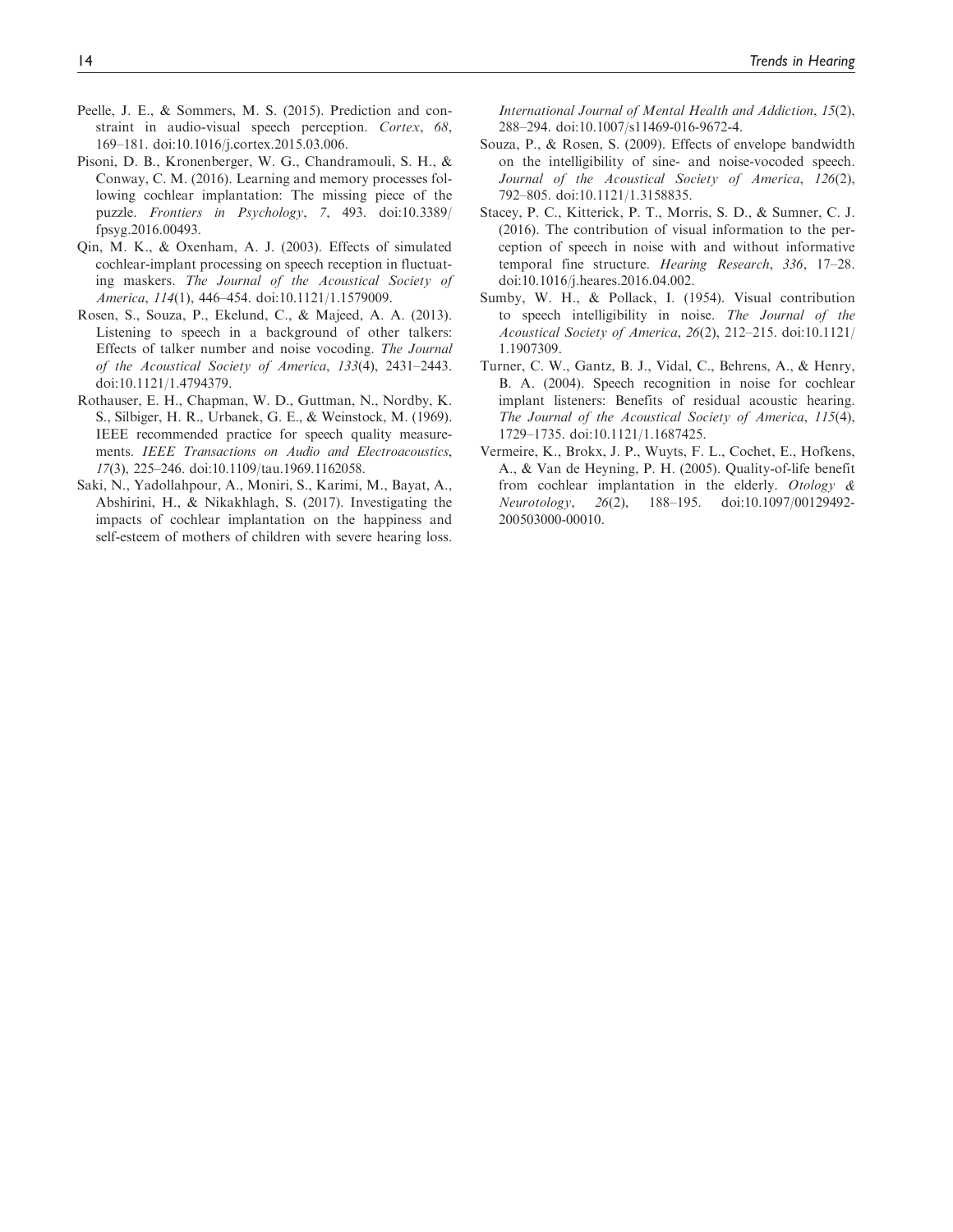Peelle, J. E., & Sommers, M. S. (2015). Prediction and constraint in audio-visual speech perception. *Cortex*, *68*, 169–181. doi:10.1016/j.cortex.2015.03.006.

Pisoni, D. B., Kronenberger, W. G., Chandramouli, S. H., & Conway, C. M. (2016). Learning and memory processes following cochlear implantation: The missing piece of the puzzle. *Frontiers in Psychology*, *7*, 493. doi:10.3389/fpsyg.2016.00493.

Qin, M. K., & Oxenham, A. J. (2003). Effects of simulated cochlear-implant processing on speech reception in fluctuating maskers. *The Journal of the Acoustical Society of America*, *114*(1), 446–454. doi:10.1121/1.1579009.

Rosen, S., Souza, P., Ekelund, C., & Majeed, A. A. (2013). Listening to speech in a background of other talkers: Effects of talker number and noise vocoding. *The Journal of the Acoustical Society of America*, *133*(4), 2431–2443. doi:10.1121/1.4794379.

Rothauser, E. H., Chapman, W. D., Guttman, N., Nordby, K. S., Silbiger, H. R., Urbanek, G. E., & Weinstock, M. (1969). IEEE recommended practice for speech quality measurements. *IEEE Transactions on Audio and Electroacoustics*, *17*(3), 225–246. doi:10.1109/tau.1969.1162058.

Saki, N., Yadollahpour, A., Moniri, S., Karimi, M., Bayat, A., Abshirini, H., & Nikakhlagh, S. (2017). Investigating the impacts of cochlear implantation on the happiness and self-esteem of mothers of children with severe hearing loss. *International Journal of Mental Health and Addiction*, *15*(2), 288–294. doi:10.1007/s11469-016-9672-4.

Souza, P., & Rosen, S. (2009). Effects of envelope bandwidth on the intelligibility of sine- and noise-vocoded speech. *Journal of the Acoustical Society of America*, *126*(2), 792–805. doi:10.1121/1.3158835.

Stacey, P. C., Kitterick, P. T., Morris, S. D., & Sumner, C. J. (2016). The contribution of visual information to the perception of speech in noise with and without informative temporal fine structure. *Hearing Research*, *336*, 17–28. doi:10.1016/j.heares.2016.04.002.

Sumby, W. H., & Pollack, I. (1954). Visual contribution to speech intelligibility in noise. *The Journal of the Acoustical Society of America*, *26*(2), 212–215. doi:10.1121/1.1907309.

Turner, C. W., Gantz, B. J., Vidal, C., Behrens, A., & Henry, B. A. (2004). Speech recognition in noise for cochlear implant listeners: Benefits of residual acoustic hearing. *The Journal of the Acoustical Society of America*, *115*(4), 1729–1735. doi:10.1121/1.1687425.

Vermeire, K., Brokx, J. P., Wuyts, F. L., Cochet, E., Hofkens, A., & Van de Heyning, P. H. (2005). Quality-of-life benefit from cochlear implantation in the elderly. *Otology & Neurotology*, *26*(2), 188–195. doi:10.1097/00129492-200503000-00010.